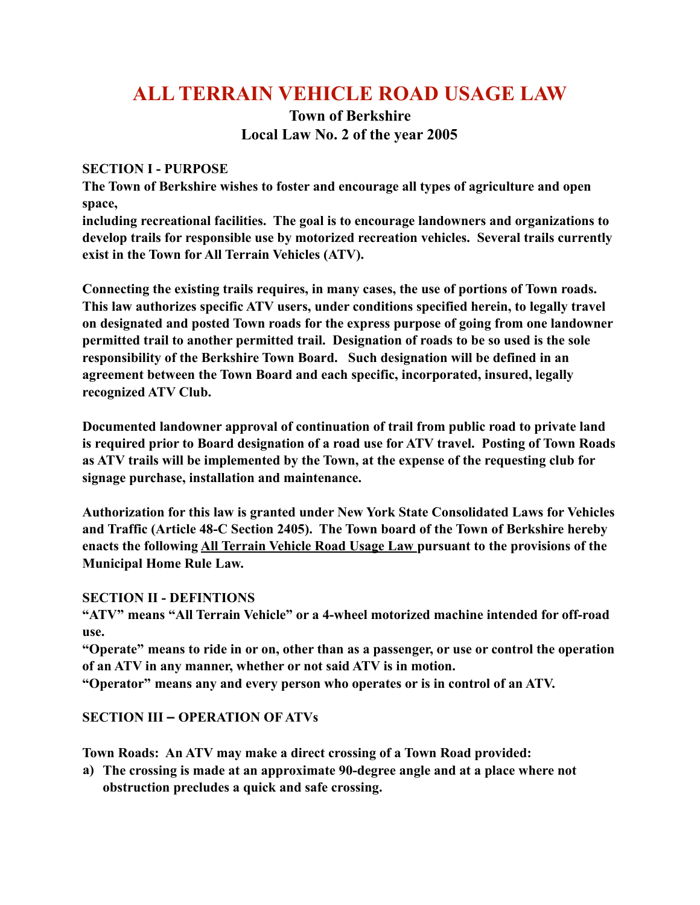# ALL TERRAIN VEHICLE ROAD USAGE LAW

**Town of Berkshire**
**Local Law No. 2 of the year 2005**

**SECTION I - PURPOSE**

**The Town of Berkshire wishes to foster and encourage all types of agriculture and open space,
including recreational facilities. The goal is to encourage landowners and organizations to develop trails for responsible use by motorized recreation vehicles. Several trails currently exist in the Town for All Terrain Vehicles (ATV).**

**Connecting the existing trails requires, in many cases, the use of portions of Town roads. This law authorizes specific ATV users, under conditions specified herein, to legally travel on designated and posted Town roads for the express purpose of going from one landowner permitted trail to another permitted trail. Designation of roads to be so used is the sole responsibility of the Berkshire Town Board. Such designation will be defined in an agreement between the Town Board and each specific, incorporated, insured, legally recognized ATV Club.**

**Documented landowner approval of continuation of trail from public road to private land is required prior to Board designation of a road use for ATV travel. Posting of Town Roads as ATV trails will be implemented by the Town, at the expense of the requesting club for signage purchase, installation and maintenance.**

**Authorization for this law is granted under New York State Consolidated Laws for Vehicles and Traffic (Article 48-C Section 2405). The Town board of the Town of Berkshire hereby enacts the following <u>All Terrain Vehicle Road Usage Law</u> pursuant to the provisions of the Municipal Home Rule Law.**

**SECTION II - DEFINTIONS**

**"ATV" means "All Terrain Vehicle" or a 4-wheel motorized machine intended for off-road use.**
**"Operate" means to ride in or on, other than as a passenger, or use or control the operation of an ATV in any manner, whether or not said ATV is in motion.**
**"Operator" means any and every person who operates or is in control of an ATV.**

**SECTION III – OPERATION OF ATVs**

**Town Roads: An ATV may make a direct crossing of a Town Road provided:**

**a) The crossing is made at an approximate 90-degree angle and at a place where not obstruction precludes a quick and safe crossing.**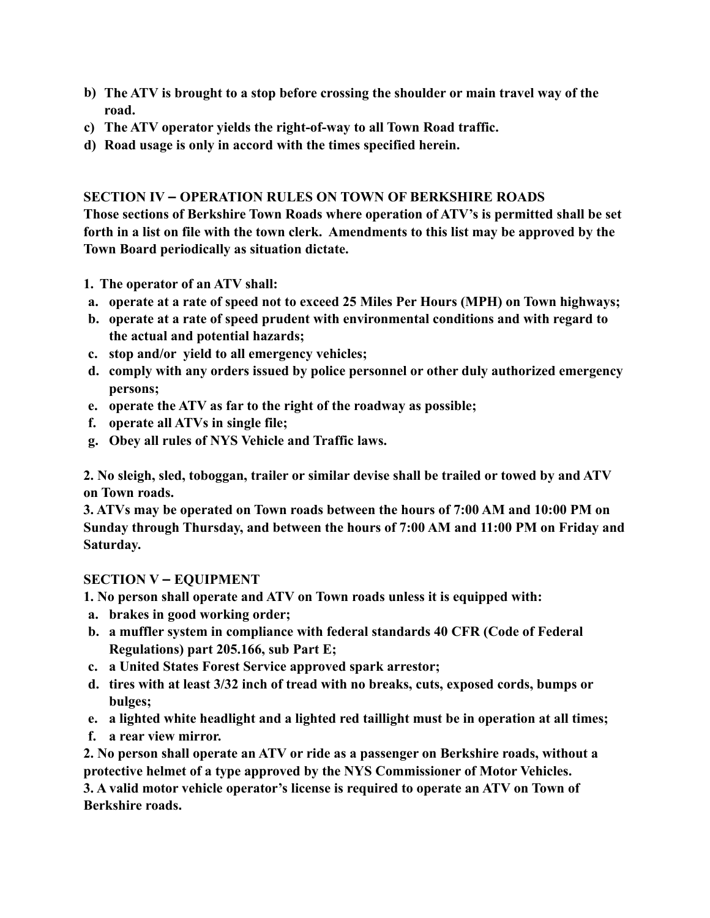**b) The ATV is brought to a stop before crossing the shoulder or main travel way of the road.**

**c) The ATV operator yields the right-of-way to all Town Road traffic.**

**d) Road usage is only in accord with the times specified herein.**

## SECTION IV – OPERATION RULES ON TOWN OF BERKSHIRE ROADS

**Those sections of Berkshire Town Roads where operation of ATV's is permitted shall be set forth in a list on file with the town clerk. Amendments to this list may be approved by the Town Board periodically as situation dictate.**

**1. The operator of an ATV shall:**

- **a. operate at a rate of speed not to exceed 25 Miles Per Hours (MPH) on Town highways;**
- **b. operate at a rate of speed prudent with environmental conditions and with regard to the actual and potential hazards;**
- **c. stop and/or yield to all emergency vehicles;**
- **d. comply with any orders issued by police personnel or other duly authorized emergency persons;**
- **e. operate the ATV as far to the right of the roadway as possible;**
- **f. operate all ATVs in single file;**
- **g. Obey all rules of NYS Vehicle and Traffic laws.**

**2. No sleigh, sled, toboggan, trailer or similar devise shall be trailed or towed by and ATV on Town roads.**

**3. ATVs may be operated on Town roads between the hours of 7:00 AM and 10:00 PM on Sunday through Thursday, and between the hours of 7:00 AM and 11:00 PM on Friday and Saturday.**

## SECTION V – EQUIPMENT

**1. No person shall operate and ATV on Town roads unless it is equipped with:**

- **a. brakes in good working order;**
- **b. a muffler system in compliance with federal standards 40 CFR (Code of Federal Regulations) part 205.166, sub Part E;**
- **c. a United States Forest Service approved spark arrestor;**
- **d. tires with at least 3/32 inch of tread with no breaks, cuts, exposed cords, bumps or bulges;**
- **e. a lighted white headlight and a lighted red taillight must be in operation at all times;**
- **f. a rear view mirror.**

**2. No person shall operate an ATV or ride as a passenger on Berkshire roads, without a protective helmet of a type approved by the NYS Commissioner of Motor Vehicles.**

**3. A valid motor vehicle operator's license is required to operate an ATV on Town of Berkshire roads.**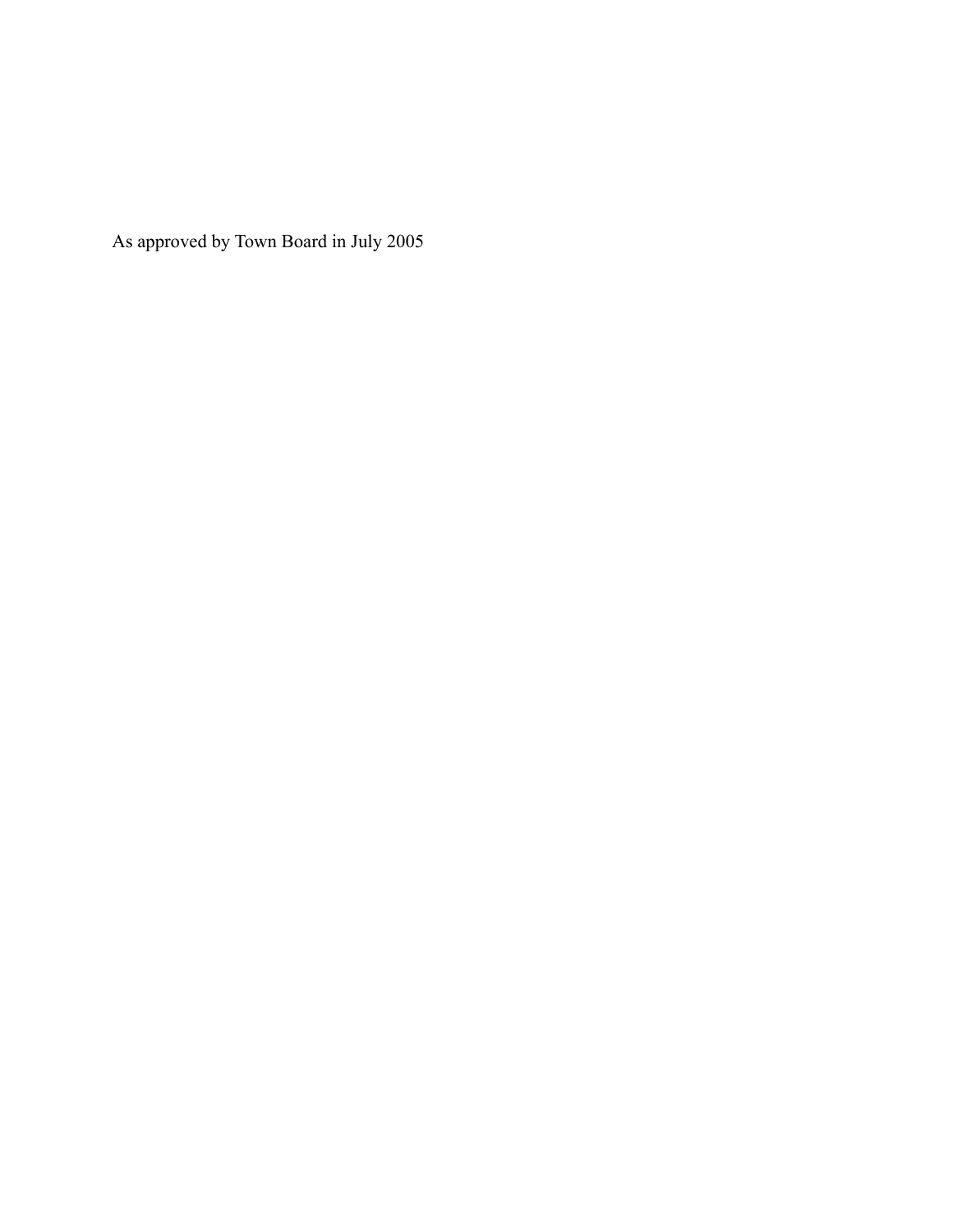As approved by Town Board in July 2005